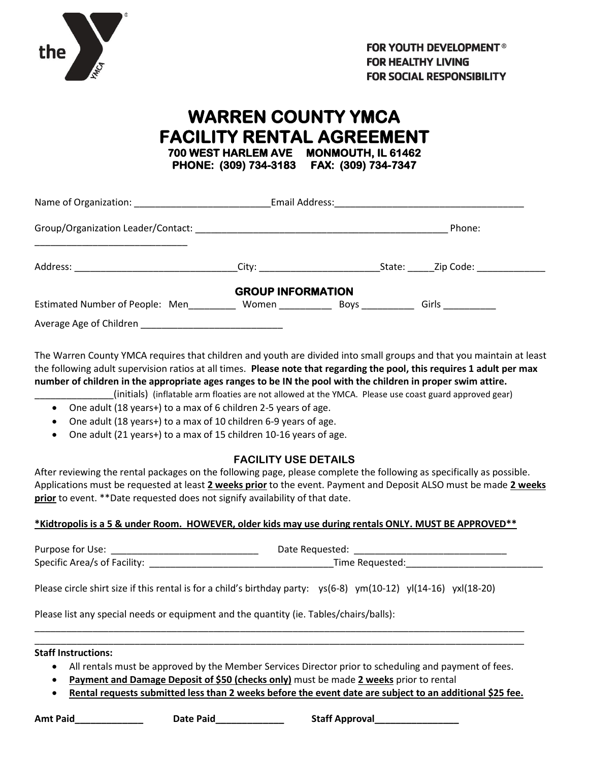FOR YOUTH DEVELOPMENT®
FOR HEALTHY LIVING
FOR SOCIAL RESPONSIBILITY

# WARREN COUNTY YMCA
# FACILITY RENTAL AGREEMENT

**700 WEST HARLEM AVE MONMOUTH, IL 61462**
**PHONE: (309) 734-3183 FAX: (309) 734-7347**

Name of Organization: __________________________ Email Address: ____________________________________

Group/Organization Leader/Contact: __________________________________________________ Phone: _____________________________

Address: _______________________________ City: _______________________ State: _____ Zip Code: _____________

## GROUP INFORMATION

Estimated Number of People: Men_________ Women __________ Boys __________ Girls __________

Average Age of Children ___________________________

The Warren County YMCA requires that children and youth are divided into small groups and that you maintain at least the following adult supervision ratios at all times. **Please note that regarding the pool, this requires 1 adult per max number of children in the appropriate ages ranges to be IN the pool with the children in proper swim attire.**

_______________(initials) (inflatable arm floaties are not allowed at the YMCA. Please use coast guard approved gear)

- One adult (18 years+) to a max of 6 children 2-5 years of age.
- One adult (18 years+) to a max of 10 children 6-9 years of age.
- One adult (21 years+) to a max of 15 children 10-16 years of age.

## FACILITY USE DETAILS

After reviewing the rental packages on the following page, please complete the following as specifically as possible. Applications must be requested at least **2 weeks prior** to the event. Payment and Deposit ALSO must be made **2 weeks prior** to event. **Date requested does not signify availability of that date.

**\*Kidtropolis is a 5 & under Room. HOWEVER, older kids may use during rentals ONLY. MUST BE APPROVED\*\***

Purpose for Use: ____________________________ Date Requested: _____________________________

Specific Area/s of Facility: ___________________________________ Time Requested: __________________________

Please circle shirt size if this rental is for a child's birthday party: ys(6-8) ym(10-12) yl(14-16) yxl(18-20)

Please list any special needs or equipment and the quantity (ie. Tables/chairs/balls):

______________________________________________________________________________________________

______________________________________________________________________________________________

**Staff Instructions:**

- All rentals must be approved by the Member Services Director prior to scheduling and payment of fees.
- **Payment and Damage Deposit of $50 (checks only)** must be made **2 weeks** prior to rental
- **Rental requests submitted less than 2 weeks before the event date are subject to an additional $25 fee.**

**Amt Paid_____________ Date Paid_____________ Staff Approval________________**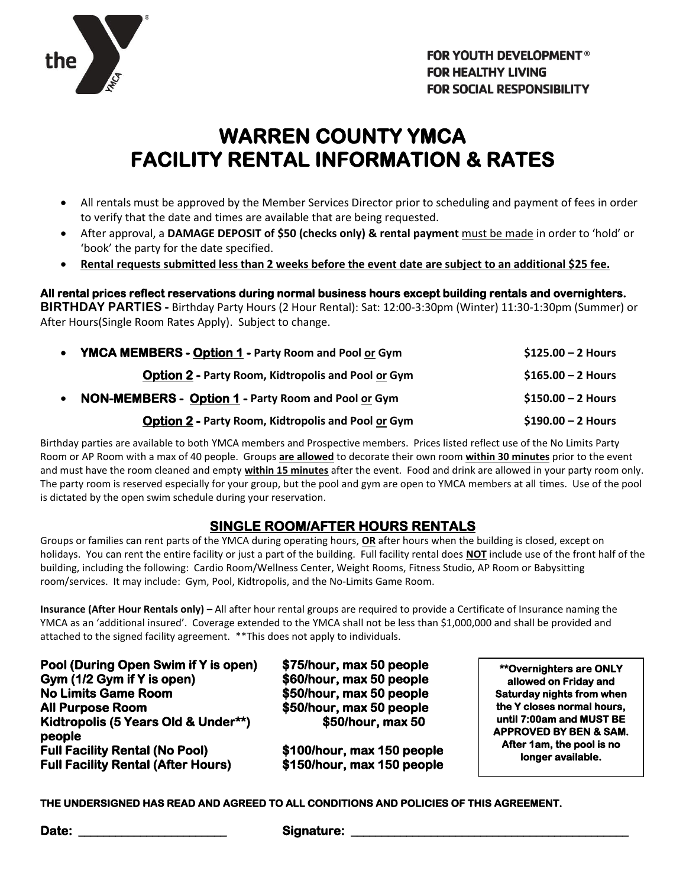FOR YOUTH DEVELOPMENT®
FOR HEALTHY LIVING
FOR SOCIAL RESPONSIBILITY

# WARREN COUNTY YMCA
# FACILITY RENTAL INFORMATION & RATES

- All rentals must be approved by the Member Services Director prior to scheduling and payment of fees in order to verify that the date and times are available that are being requested.
- After approval, a **DAMAGE DEPOSIT of $50 (checks only) & rental payment** must be made in order to 'hold' or 'book' the party for the date specified.
- **Rental requests submitted less than 2 weeks before the event date are subject to an additional $25 fee.**

**All rental prices reflect reservations during normal business hours except building rentals and overnighters.**
**BIRTHDAY PARTIES -** Birthday Party Hours (2 Hour Rental): Sat: 12:00-3:30pm (Winter) 11:30-1:30pm (Summer) or After Hours(Single Room Rates Apply). Subject to change.

| | |
|---|---|
| • **YMCA MEMBERS - Option 1 - Party Room and Pool or Gym** | **$125.00 – 2 Hours** |
| **Option 2 - Party Room, Kidtropolis and Pool or Gym** | **$165.00 – 2 Hours** |
| • **NON-MEMBERS - Option 1 - Party Room and Pool or Gym** | **$150.00 – 2 Hours** |
| **Option 2 - Party Room, Kidtropolis and Pool or Gym** | **$190.00 – 2 Hours** |

Birthday parties are available to both YMCA members and Prospective members. Prices listed reflect use of the No Limits Party Room or AP Room with a max of 40 people. Groups **are allowed** to decorate their own room **within 30 minutes** prior to the event and must have the room cleaned and empty **within 15 minutes** after the event. Food and drink are allowed in your party room only. The party room is reserved especially for your group, but the pool and gym are open to YMCA members at all times. Use of the pool is dictated by the open swim schedule during your reservation.

## SINGLE ROOM/AFTER HOURS RENTALS

Groups or families can rent parts of the YMCA during operating hours, **OR** after hours when the building is closed, except on holidays. You can rent the entire facility or just a part of the building. Full facility rental does **NOT** include use of the front half of the building, including the following: Cardio Room/Wellness Center, Weight Rooms, Fitness Studio, AP Room or Babysitting room/services. It may include: Gym, Pool, Kidtropolis, and the No-Limits Game Room.

**Insurance (After Hour Rentals only) –** All after hour rental groups are required to provide a Certificate of Insurance naming the YMCA as an 'additional insured'. Coverage extended to the YMCA shall not be less than $1,000,000 and shall be provided and attached to the signed facility agreement. **This does not apply to individuals.

| | |
|---|---|
| **Pool (During Open Swim if Y is open)** | **$75/hour, max 50 people** |
| **Gym (1/2 Gym if Y is open)** | **$60/hour, max 50 people** |
| **No Limits Game Room** | **$50/hour, max 50 people** |
| **All Purpose Room** | **$50/hour, max 50 people** |
| **Kidtropolis (5 Years Old & Under**)** | **$50/hour, max 50 people** |
| **Full Facility Rental (No Pool)** | **$100/hour, max 150 people** |
| **Full Facility Rental (After Hours)** | **$150/hour, max 150 people** |

**\*\*Overnighters are ONLY allowed on Friday and Saturday nights from when the Y closes normal hours, until 7:00am and MUST BE APPROVED BY BEN & SAM. After 1am, the pool is no longer available.**

**THE UNDERSIGNED HAS READ AND AGREED TO ALL CONDITIONS AND POLICIES OF THIS AGREEMENT.**

**Date:** ______________________ **Signature:** ________________________________________